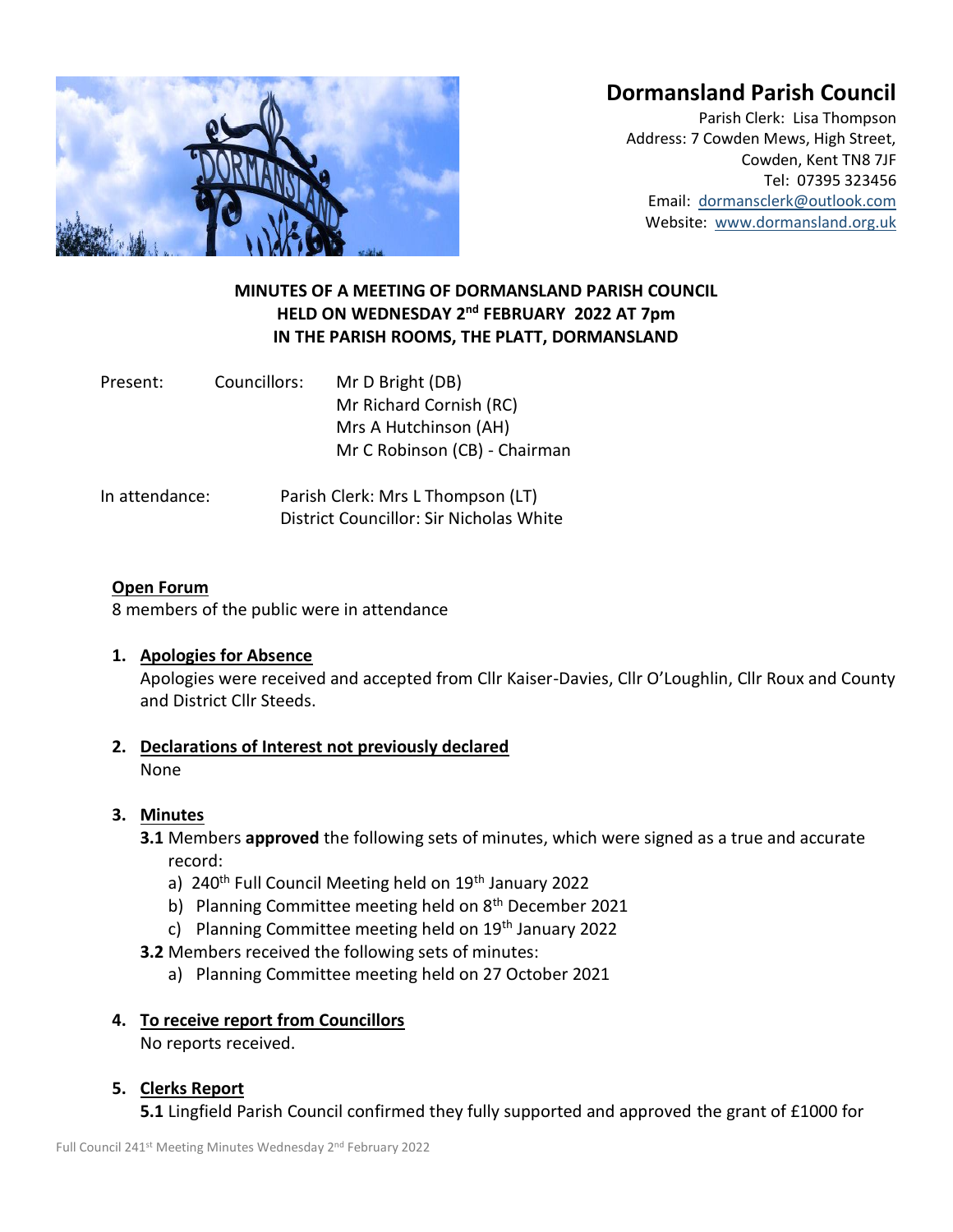# Dormansland Parish Council

Parish Clerk: Lisa Thompson
Address: 7 Cowden Mews, High Street,
Cowden, Kent TN8 7JF
Tel: 07395 323456
Email: dormansclerk@outlook.com
Website: www.dormansland.org.uk

**MINUTES OF A MEETING OF DORMANSLAND PARISH COUNCIL**
**HELD ON WEDNESDAY 2nd FEBRUARY 2022 AT 7pm**
**IN THE PARISH ROOMS, THE PLATT, DORMANSLAND**

Present: Councillors: Mr D Bright (DB)
Mr Richard Cornish (RC)
Mrs A Hutchinson (AH)
Mr C Robinson (CB) - Chairman

In attendance: Parish Clerk: Mrs L Thompson (LT)
District Councillor: Sir Nicholas White

**Open Forum**

8 members of the public were in attendance

1. **Apologies for Absence**

   Apologies were received and accepted from Cllr Kaiser-Davies, Cllr O'Loughlin, Cllr Roux and County and District Cllr Steeds.

2. **Declarations of Interest not previously declared**

   None

3. **Minutes**

   **3.1** Members **approved** the following sets of minutes, which were signed as a true and accurate record:

   a) 240th Full Council Meeting held on 19th January 2022
   b) Planning Committee meeting held on 8th December 2021
   c) Planning Committee meeting held on 19th January 2022

   **3.2** Members received the following sets of minutes:

   a) Planning Committee meeting held on 27 October 2021

4. **To receive report from Councillors**

   No reports received.

5. **Clerks Report**

   **5.1** Lingfield Parish Council confirmed they fully supported and approved the grant of £1000 for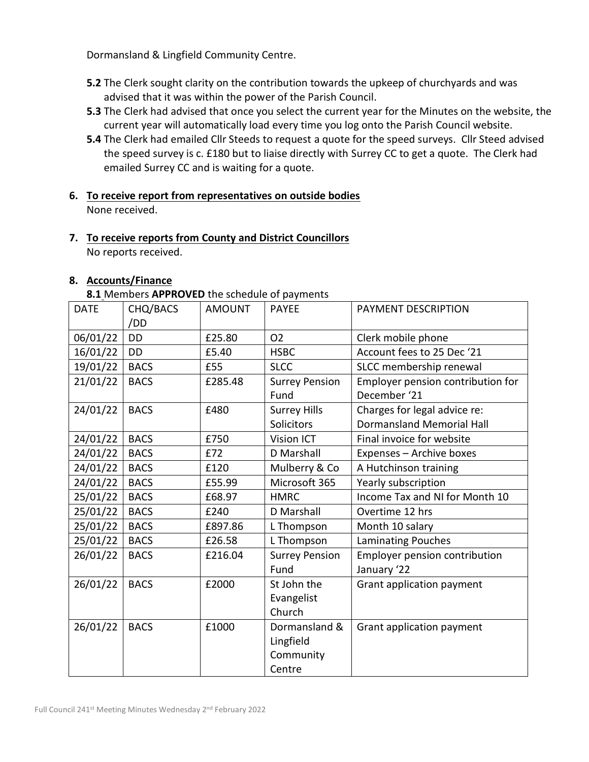Dormansland & Lingfield Community Centre.

- **5.2** The Clerk sought clarity on the contribution towards the upkeep of churchyards and was advised that it was within the power of the Parish Council.
- **5.3** The Clerk had advised that once you select the current year for the Minutes on the website, the current year will automatically load every time you log onto the Parish Council website.
- **5.4** The Clerk had emailed Cllr Steeds to request a quote for the speed surveys. Cllr Steed advised the speed survey is c. £180 but to liaise directly with Surrey CC to get a quote. The Clerk had emailed Surrey CC and is waiting for a quote.

## 6. To receive report from representatives on outside bodies

None received.

## 7. To receive reports from County and District Councillors

No reports received.

## 8. Accounts/Finance

**8.1** Members **APPROVED** the schedule of payments

| DATE | CHQ/BACS/DD | AMOUNT | PAYEE | PAYMENT DESCRIPTION |
|---|---|---|---|---|
| 06/01/22 | DD | £25.80 | O2 | Clerk mobile phone |
| 16/01/22 | DD | £5.40 | HSBC | Account fees to 25 Dec '21 |
| 19/01/22 | BACS | £55 | SLCC | SLCC membership renewal |
| 21/01/22 | BACS | £285.48 | Surrey Pension Fund | Employer pension contribution for December '21 |
| 24/01/22 | BACS | £480 | Surrey Hills Solicitors | Charges for legal advice re: Dormansland Memorial Hall |
| 24/01/22 | BACS | £750 | Vision ICT | Final invoice for website |
| 24/01/22 | BACS | £72 | D Marshall | Expenses – Archive boxes |
| 24/01/22 | BACS | £120 | Mulberry & Co | A Hutchinson training |
| 24/01/22 | BACS | £55.99 | Microsoft 365 | Yearly subscription |
| 25/01/22 | BACS | £68.97 | HMRC | Income Tax and NI for Month 10 |
| 25/01/22 | BACS | £240 | D Marshall | Overtime 12 hrs |
| 25/01/22 | BACS | £897.86 | L Thompson | Month 10 salary |
| 25/01/22 | BACS | £26.58 | L Thompson | Laminating Pouches |
| 26/01/22 | BACS | £216.04 | Surrey Pension Fund | Employer pension contribution January '22 |
| 26/01/22 | BACS | £2000 | St John the Evangelist Church | Grant application payment |
| 26/01/22 | BACS | £1000 | Dormansland & Lingfield Community Centre | Grant application payment |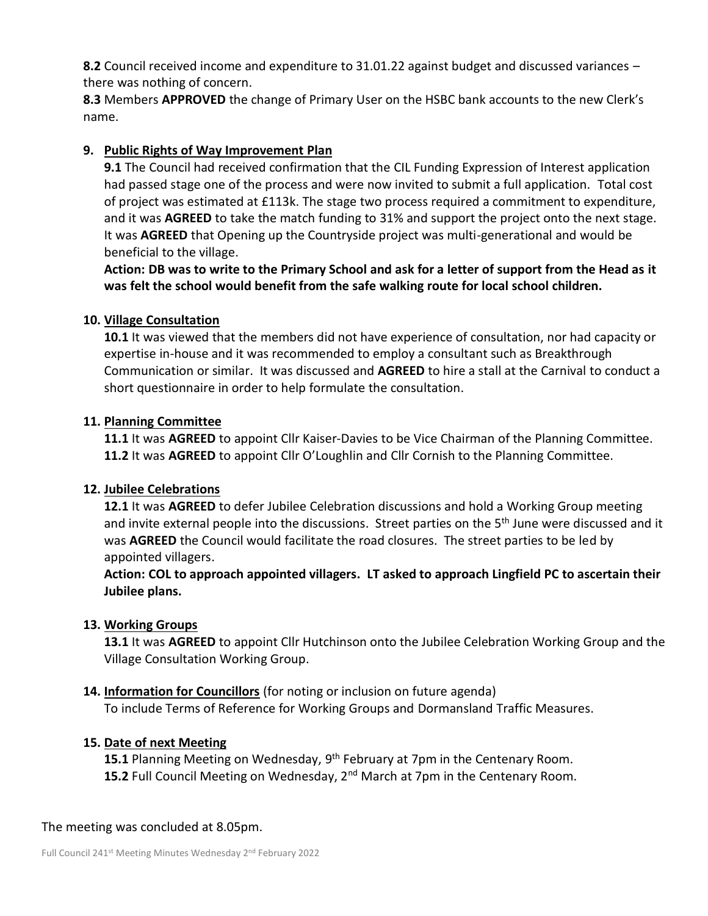**8.2** Council received income and expenditure to 31.01.22 against budget and discussed variances – there was nothing of concern.

**8.3** Members **APPROVED** the change of Primary User on the HSBC bank accounts to the new Clerk's name.

**9. Public Rights of Way Improvement Plan**

**9.1** The Council had received confirmation that the CIL Funding Expression of Interest application had passed stage one of the process and were now invited to submit a full application. Total cost of project was estimated at £113k. The stage two process required a commitment to expenditure, and it was **AGREED** to take the match funding to 31% and support the project onto the next stage. It was **AGREED** that Opening up the Countryside project was multi-generational and would be beneficial to the village.

**Action: DB was to write to the Primary School and ask for a letter of support from the Head as it was felt the school would benefit from the safe walking route for local school children.**

**10. Village Consultation**

**10.1** It was viewed that the members did not have experience of consultation, nor had capacity or expertise in-house and it was recommended to employ a consultant such as Breakthrough Communication or similar. It was discussed and **AGREED** to hire a stall at the Carnival to conduct a short questionnaire in order to help formulate the consultation.

**11. Planning Committee**

**11.1** It was **AGREED** to appoint Cllr Kaiser-Davies to be Vice Chairman of the Planning Committee.

**11.2** It was **AGREED** to appoint Cllr O'Loughlin and Cllr Cornish to the Planning Committee.

**12. Jubilee Celebrations**

**12.1** It was **AGREED** to defer Jubilee Celebration discussions and hold a Working Group meeting and invite external people into the discussions. Street parties on the 5th June were discussed and it was **AGREED** the Council would facilitate the road closures. The street parties to be led by appointed villagers.

**Action: COL to approach appointed villagers. LT asked to approach Lingfield PC to ascertain their Jubilee plans.**

**13. Working Groups**

**13.1** It was **AGREED** to appoint Cllr Hutchinson onto the Jubilee Celebration Working Group and the Village Consultation Working Group.

**14. Information for Councillors** (for noting or inclusion on future agenda)

To include Terms of Reference for Working Groups and Dormansland Traffic Measures.

**15. Date of next Meeting**

**15.1** Planning Meeting on Wednesday, 9th February at 7pm in the Centenary Room.

**15.2** Full Council Meeting on Wednesday, 2nd March at 7pm in the Centenary Room.

The meeting was concluded at 8.05pm.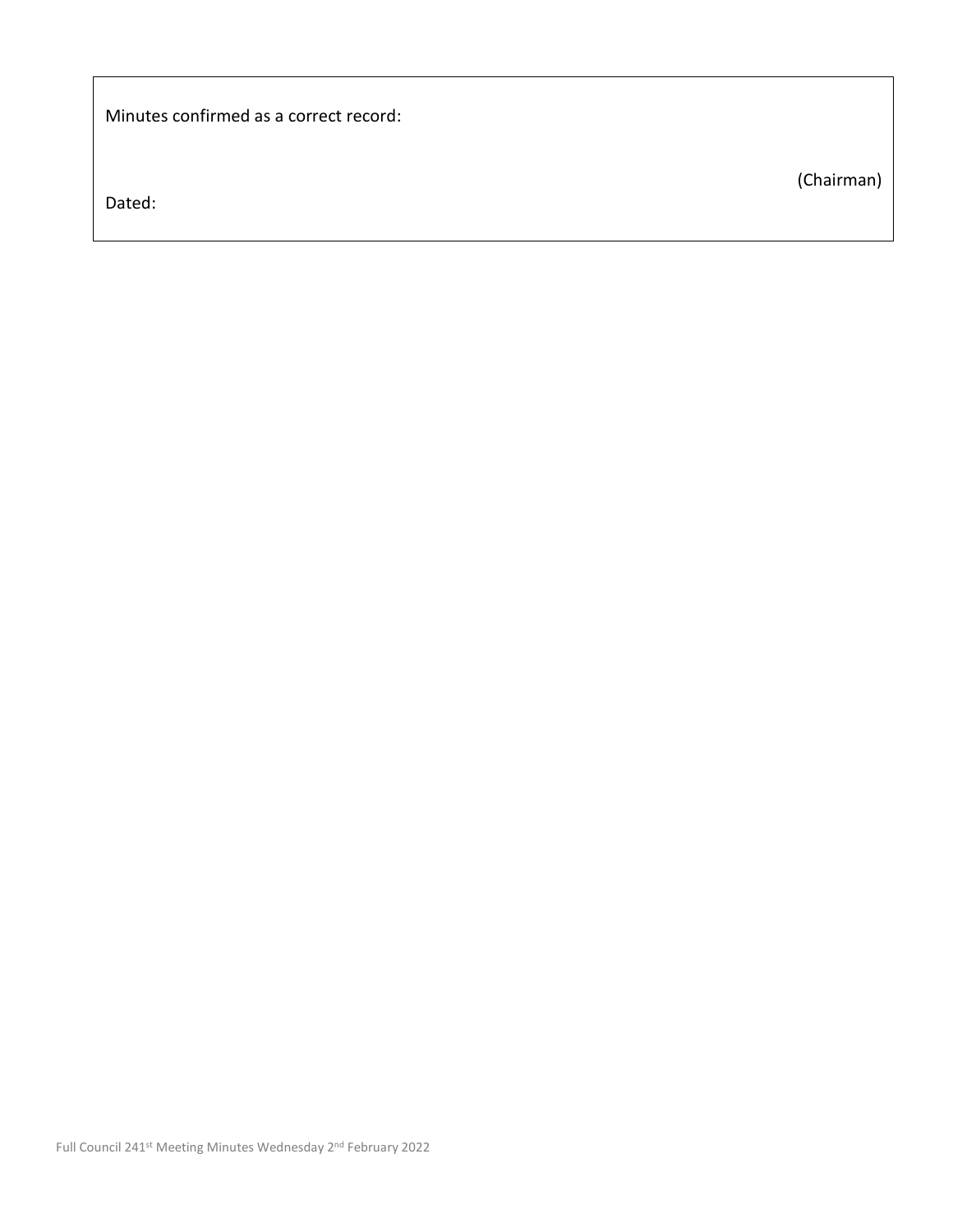Minutes confirmed as a correct record:

(Chairman)

Dated: